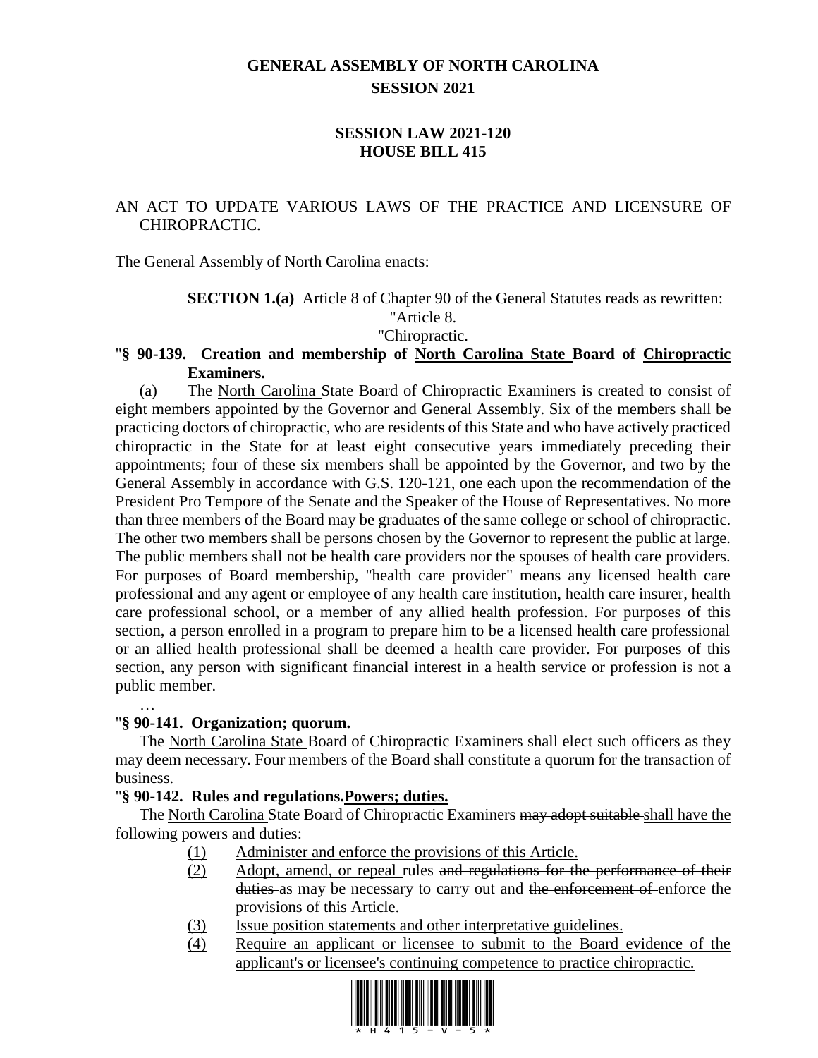# GENERAL ASSEMBLY OF NORTH CAROLINA
## SESSION 2021

## SESSION LAW 2021-120
## HOUSE BILL 415

AN ACT TO UPDATE VARIOUS LAWS OF THE PRACTICE AND LICENSURE OF CHIROPRACTIC.

The General Assembly of North Carolina enacts:

**SECTION 1.(a)** Article 8 of Chapter 90 of the General Statutes reads as rewritten:

"Article 8.

"Chiropractic.

"**§ 90-139. Creation and membership of <u>North Carolina State</u> Board of <u>Chiropractic</u> Examiners.**

(a) The <u>North Carolina</u> State Board of Chiropractic Examiners is created to consist of eight members appointed by the Governor and General Assembly. Six of the members shall be practicing doctors of chiropractic, who are residents of this State and who have actively practiced chiropractic in the State for at least eight consecutive years immediately preceding their appointments; four of these six members shall be appointed by the Governor, and two by the General Assembly in accordance with G.S. 120-121, one each upon the recommendation of the President Pro Tempore of the Senate and the Speaker of the House of Representatives. No more than three members of the Board may be graduates of the same college or school of chiropractic. The other two members shall be persons chosen by the Governor to represent the public at large. The public members shall not be health care providers nor the spouses of health care providers. For purposes of Board membership, "health care provider" means any licensed health care professional and any agent or employee of any health care institution, health care insurer, health care professional school, or a member of any allied health profession. For purposes of this section, a person enrolled in a program to prepare him to be a licensed health care professional or an allied health professional shall be deemed a health care provider. For purposes of this section, any person with significant financial interest in a health service or profession is not a public member.

…

"**§ 90-141. Organization; quorum.**

The <u>North Carolina State</u> Board of Chiropractic Examiners shall elect such officers as they may deem necessary. Four members of the Board shall constitute a quorum for the transaction of business.

"**§ 90-142. ~~Rules and regulations.~~<u>Powers; duties.</u>**

The <u>North Carolina</u> State Board of Chiropractic Examiners ~~may adopt suitable~~ <u>shall have the following powers and duties:</u>

<u>(1)</u> <u>Administer and enforce the provisions of this Article.</u>

<u>(2)</u> <u>Adopt, amend, or repeal</u> rules ~~and regulations for the performance of their duties~~ <u>as may be necessary to carry out</u> and ~~the enforcement of~~ <u>enforce</u> the provisions of this Article.

<u>(3)</u> <u>Issue position statements and other interpretative guidelines.</u>

<u>(4)</u> <u>Require an applicant or licensee to submit to the Board evidence of the applicant's or licensee's continuing competence to practice chiropractic.</u>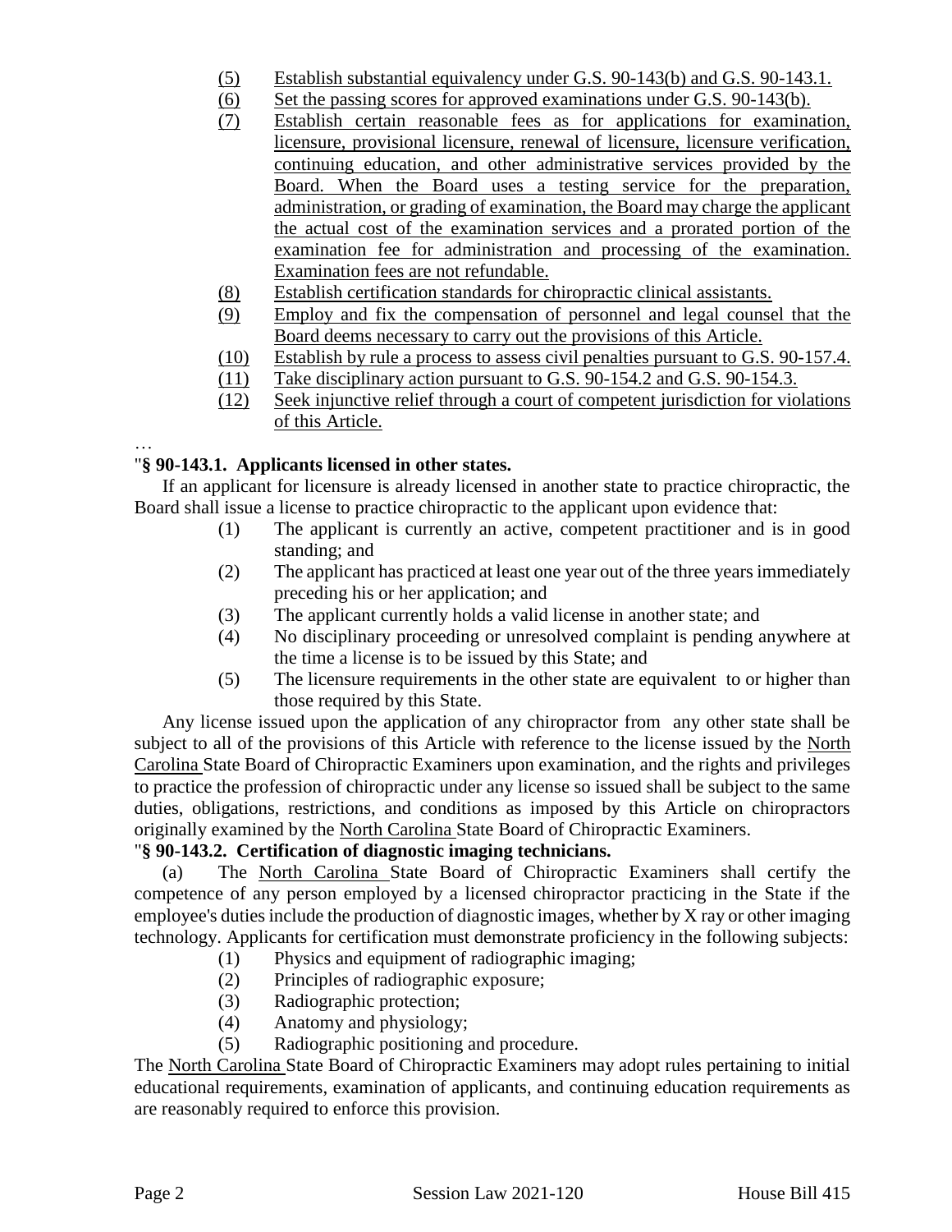(5) Establish substantial equivalency under G.S. 90-143(b) and G.S. 90-143.1.

(6) Set the passing scores for approved examinations under G.S. 90-143(b).

(7) Establish certain reasonable fees as for applications for examination, licensure, provisional licensure, renewal of licensure, licensure verification, continuing education, and other administrative services provided by the Board. When the Board uses a testing service for the preparation, administration, or grading of examination, the Board may charge the applicant the actual cost of the examination services and a prorated portion of the examination fee for administration and processing of the examination. Examination fees are not refundable.

(8) Establish certification standards for chiropractic clinical assistants.

(9) Employ and fix the compensation of personnel and legal counsel that the Board deems necessary to carry out the provisions of this Article.

(10) Establish by rule a process to assess civil penalties pursuant to G.S. 90-157.4.

(11) Take disciplinary action pursuant to G.S. 90-154.2 and G.S. 90-154.3.

(12) Seek injunctive relief through a court of competent jurisdiction for violations of this Article.

…

"**§ 90-143.1. Applicants licensed in other states.**

If an applicant for licensure is already licensed in another state to practice chiropractic, the Board shall issue a license to practice chiropractic to the applicant upon evidence that:

(1) The applicant is currently an active, competent practitioner and is in good standing; and

(2) The applicant has practiced at least one year out of the three years immediately preceding his or her application; and

(3) The applicant currently holds a valid license in another state; and

(4) No disciplinary proceeding or unresolved complaint is pending anywhere at the time a license is to be issued by this State; and

(5) The licensure requirements in the other state are equivalent to or higher than those required by this State.

Any license issued upon the application of any chiropractor from any other state shall be subject to all of the provisions of this Article with reference to the license issued by the North Carolina State Board of Chiropractic Examiners upon examination, and the rights and privileges to practice the profession of chiropractic under any license so issued shall be subject to the same duties, obligations, restrictions, and conditions as imposed by this Article on chiropractors originally examined by the North Carolina State Board of Chiropractic Examiners.

"**§ 90-143.2. Certification of diagnostic imaging technicians.**

(a) The North Carolina State Board of Chiropractic Examiners shall certify the competence of any person employed by a licensed chiropractor practicing in the State if the employee's duties include the production of diagnostic images, whether by X ray or other imaging technology. Applicants for certification must demonstrate proficiency in the following subjects:

(1) Physics and equipment of radiographic imaging;

(2) Principles of radiographic exposure;

(3) Radiographic protection;

(4) Anatomy and physiology;

(5) Radiographic positioning and procedure.

The North Carolina State Board of Chiropractic Examiners may adopt rules pertaining to initial educational requirements, examination of applicants, and continuing education requirements as are reasonably required to enforce this provision.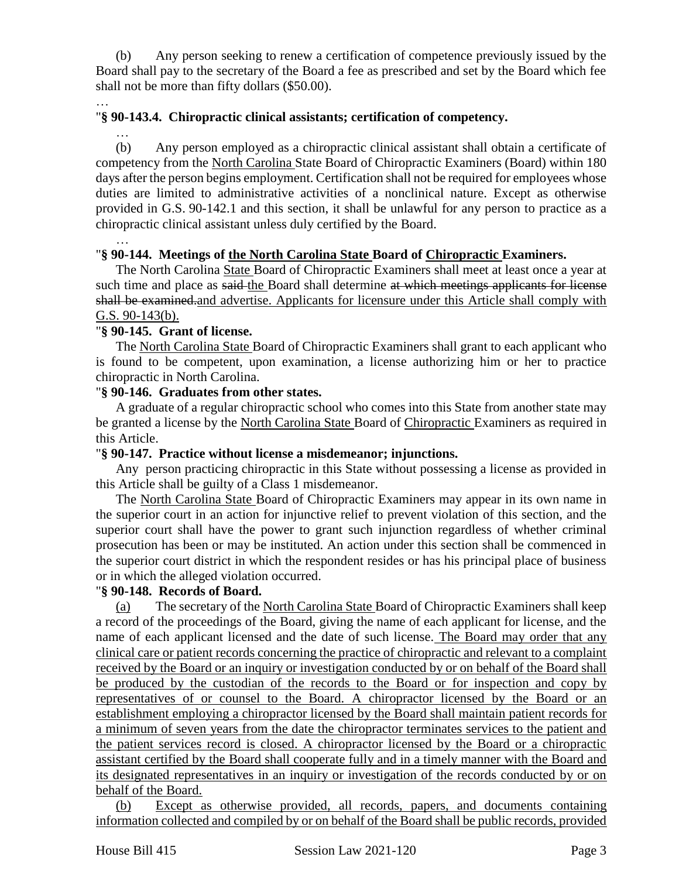(b) Any person seeking to renew a certification of competence previously issued by the Board shall pay to the secretary of the Board a fee as prescribed and set by the Board which fee shall not be more than fifty dollars ($50.00).

…

"**§ 90-143.4. Chiropractic clinical assistants; certification of competency.**

…

(b) Any person employed as a chiropractic clinical assistant shall obtain a certificate of competency from the <u>North Carolina</u> State Board of Chiropractic Examiners (Board) within 180 days after the person begins employment. Certification shall not be required for employees whose duties are limited to administrative activities of a nonclinical nature. Except as otherwise provided in G.S. 90-142.1 and this section, it shall be unlawful for any person to practice as a chiropractic clinical assistant unless duly certified by the Board.

…

"**§ 90-144. Meetings of <u>the North Carolina State</u> Board of <u>Chiropractic</u> Examiners.**

The North Carolina <u>State</u> Board of Chiropractic Examiners shall meet at least once a year at such time and place as ~~said~~ <u>the</u> Board shall determine ~~at which meetings applicants for license shall be examined.~~<u>and advertise. Applicants for licensure under this Article shall comply with G.S. 90-143(b).</u>

"**§ 90-145. Grant of license.**

The <u>North Carolina State</u> Board of Chiropractic Examiners shall grant to each applicant who is found to be competent, upon examination, a license authorizing him or her to practice chiropractic in North Carolina.

"**§ 90-146. Graduates from other states.**

A graduate of a regular chiropractic school who comes into this State from another state may be granted a license by the <u>North Carolina State</u> Board of <u>Chiropractic</u> Examiners as required in this Article.

"**§ 90-147. Practice without license a misdemeanor; injunctions.**

Any person practicing chiropractic in this State without possessing a license as provided in this Article shall be guilty of a Class 1 misdemeanor.

The <u>North Carolina State</u> Board of Chiropractic Examiners may appear in its own name in the superior court in an action for injunctive relief to prevent violation of this section, and the superior court shall have the power to grant such injunction regardless of whether criminal prosecution has been or may be instituted. An action under this section shall be commenced in the superior court district in which the respondent resides or has his principal place of business or in which the alleged violation occurred.

"**§ 90-148. Records of Board.**

<u>(a)</u> The secretary of the <u>North Carolina State</u> Board of Chiropractic Examiners shall keep a record of the proceedings of the Board, giving the name of each applicant for license, and the name of each applicant licensed and the date of such license. <u>The Board may order that any clinical care or patient records concerning the practice of chiropractic and relevant to a complaint received by the Board or an inquiry or investigation conducted by or on behalf of the Board shall be produced by the custodian of the records to the Board or for inspection and copy by representatives of or counsel to the Board. A chiropractor licensed by the Board or an establishment employing a chiropractor licensed by the Board shall maintain patient records for a minimum of seven years from the date the chiropractor terminates services to the patient and the patient services record is closed. A chiropractor licensed by the Board or a chiropractic assistant certified by the Board shall cooperate fully and in a timely manner with the Board and its designated representatives in an inquiry or investigation of the records conducted by or on behalf of the Board.</u>

<u>(b) Except as otherwise provided, all records, papers, and documents containing information collected and compiled by or on behalf of the Board shall be public records, provided</u>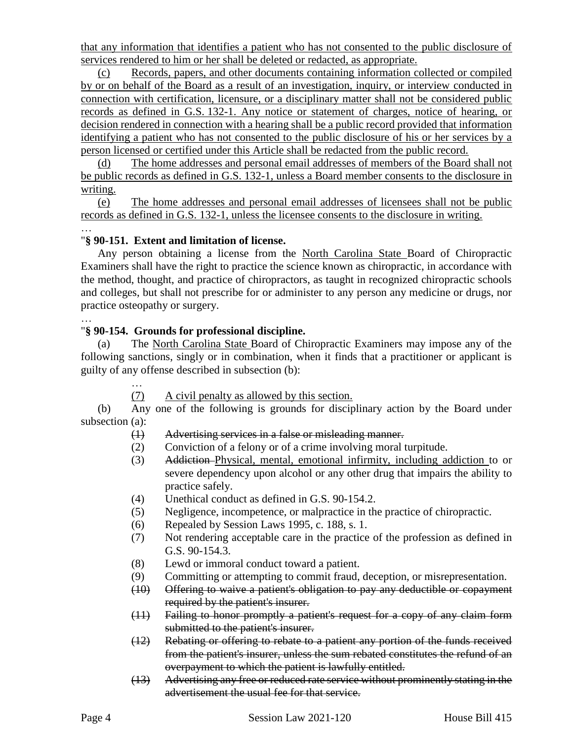that any information that identifies a patient who has not consented to the public disclosure of services rendered to him or her shall be deleted or redacted, as appropriate.

(c) Records, papers, and other documents containing information collected or compiled by or on behalf of the Board as a result of an investigation, inquiry, or interview conducted in connection with certification, licensure, or a disciplinary matter shall not be considered public records as defined in G.S. 132-1. Any notice or statement of charges, notice of hearing, or decision rendered in connection with a hearing shall be a public record provided that information identifying a patient who has not consented to the public disclosure of his or her services by a person licensed or certified under this Article shall be redacted from the public record.

(d) The home addresses and personal email addresses of members of the Board shall not be public records as defined in G.S. 132-1, unless a Board member consents to the disclosure in writing.

(e) The home addresses and personal email addresses of licensees shall not be public records as defined in G.S. 132-1, unless the licensee consents to the disclosure in writing.

…

"**§ 90-151. Extent and limitation of license.**

Any person obtaining a license from the North Carolina State Board of Chiropractic Examiners shall have the right to practice the science known as chiropractic, in accordance with the method, thought, and practice of chiropractors, as taught in recognized chiropractic schools and colleges, but shall not prescribe for or administer to any person any medicine or drugs, nor practice osteopathy or surgery.

…

"**§ 90-154. Grounds for professional discipline.**

(a) The North Carolina State Board of Chiropractic Examiners may impose any of the following sanctions, singly or in combination, when it finds that a practitioner or applicant is guilty of any offense described in subsection (b):

…

(7) A civil penalty as allowed by this section.

(b) Any one of the following is grounds for disciplinary action by the Board under subsection (a):

(1) ~~Advertising services in a false or misleading manner.~~
(2) Conviction of a felony or of a crime involving moral turpitude.
(3) ~~Addiction~~ Physical, mental, emotional infirmity, including addiction to or severe dependency upon alcohol or any other drug that impairs the ability to practice safely.
(4) Unethical conduct as defined in G.S. 90-154.2.
(5) Negligence, incompetence, or malpractice in the practice of chiropractic.
(6) Repealed by Session Laws 1995, c. 188, s. 1.
(7) Not rendering acceptable care in the practice of the profession as defined in G.S. 90-154.3.
(8) Lewd or immoral conduct toward a patient.
(9) Committing or attempting to commit fraud, deception, or misrepresentation.
(10) ~~Offering to waive a patient's obligation to pay any deductible or copayment required by the patient's insurer.~~
(11) ~~Failing to honor promptly a patient's request for a copy of any claim form submitted to the patient's insurer.~~
(12) ~~Rebating or offering to rebate to a patient any portion of the funds received from the patient's insurer, unless the sum rebated constitutes the refund of an overpayment to which the patient is lawfully entitled.~~
(13) ~~Advertising any free or reduced rate service without prominently stating in the advertisement the usual fee for that service.~~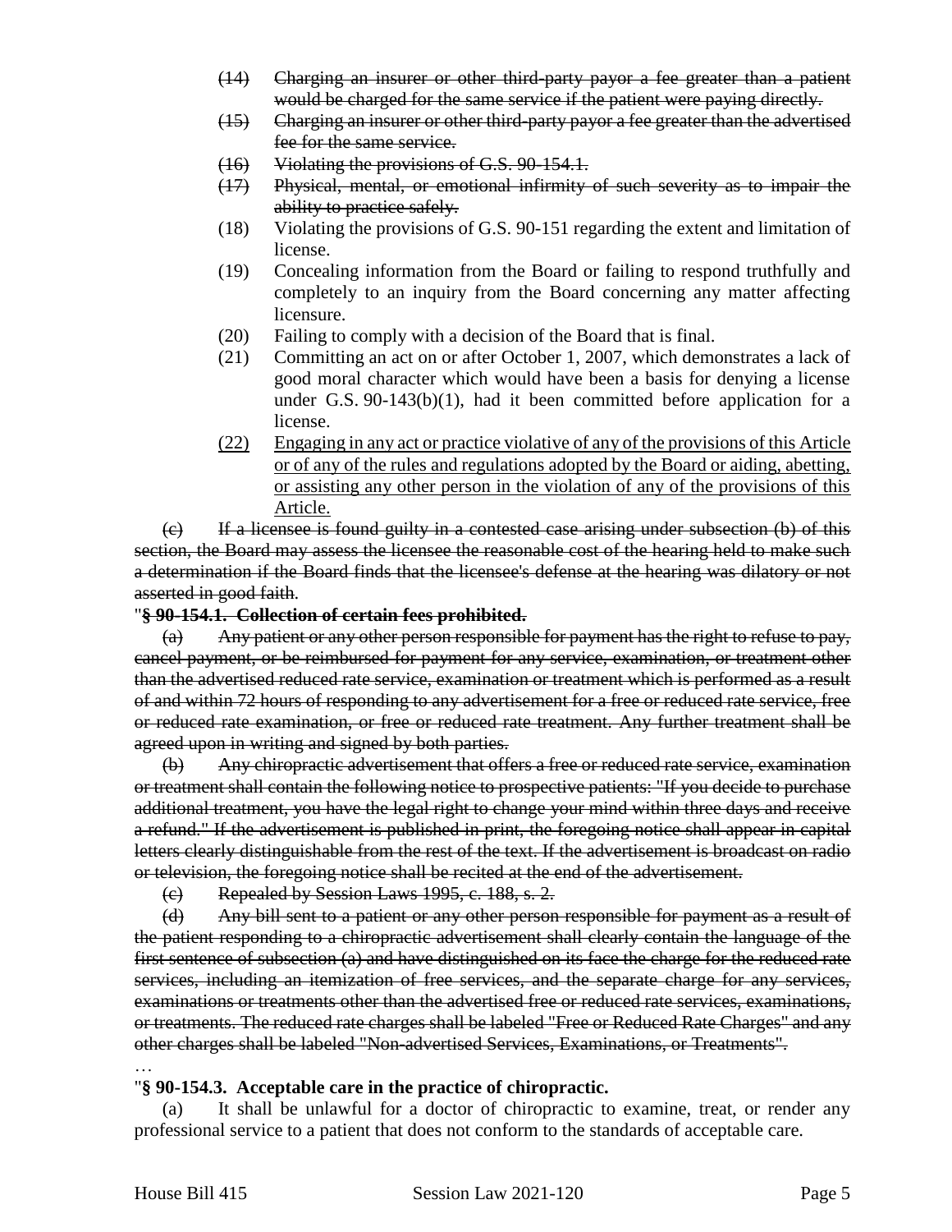- ~~(14) Charging an insurer or other third-party payor a fee greater than a patient would be charged for the same service if the patient were paying directly.~~
- ~~(15) Charging an insurer or other third-party payor a fee greater than the advertised fee for the same service.~~
- ~~(16) Violating the provisions of G.S. 90-154.1.~~
- ~~(17) Physical, mental, or emotional infirmity of such severity as to impair the ability to practice safely.~~
- (18) Violating the provisions of G.S. 90-151 regarding the extent and limitation of license.
- (19) Concealing information from the Board or failing to respond truthfully and completely to an inquiry from the Board concerning any matter affecting licensure.
- (20) Failing to comply with a decision of the Board that is final.
- (21) Committing an act on or after October 1, 2007, which demonstrates a lack of good moral character which would have been a basis for denying a license under G.S. 90-143(b)(1), had it been committed before application for a license.
- <u>(22) Engaging in any act or practice violative of any of the provisions of this Article or of any of the rules and regulations adopted by the Board or aiding, abetting, or assisting any other person in the violation of any of the provisions of this Article.</u>

~~(c) If a licensee is found guilty in a contested case arising under subsection (b) of this section, the Board may assess the licensee the reasonable cost of the hearing held to make such a determination if the Board finds that the licensee's defense at the hearing was dilatory or not asserted in good faith.~~

"**~~§ 90-154.1. Collection of certain fees prohibited.~~**

~~(a) Any patient or any other person responsible for payment has the right to refuse to pay, cancel payment, or be reimbursed for payment for any service, examination, or treatment other than the advertised reduced rate service, examination or treatment which is performed as a result of and within 72 hours of responding to any advertisement for a free or reduced rate service, free or reduced rate examination, or free or reduced rate treatment. Any further treatment shall be agreed upon in writing and signed by both parties.~~

~~(b) Any chiropractic advertisement that offers a free or reduced rate service, examination or treatment shall contain the following notice to prospective patients: "If you decide to purchase additional treatment, you have the legal right to change your mind within three days and receive a refund." If the advertisement is published in print, the foregoing notice shall appear in capital letters clearly distinguishable from the rest of the text. If the advertisement is broadcast on radio or television, the foregoing notice shall be recited at the end of the advertisement.~~

~~(c) Repealed by Session Laws 1995, c. 188, s. 2.~~

~~(d) Any bill sent to a patient or any other person responsible for payment as a result of the patient responding to a chiropractic advertisement shall clearly contain the language of the first sentence of subsection (a) and have distinguished on its face the charge for the reduced rate services, including an itemization of free services, and the separate charge for any services, examinations or treatments other than the advertised free or reduced rate services, examinations, or treatments. The reduced rate charges shall be labeled "Free or Reduced Rate Charges" and any other charges shall be labeled "Non-advertised Services, Examinations, or Treatments".~~

…

"**§ 90-154.3. Acceptable care in the practice of chiropractic.**

(a) It shall be unlawful for a doctor of chiropractic to examine, treat, or render any professional service to a patient that does not conform to the standards of acceptable care.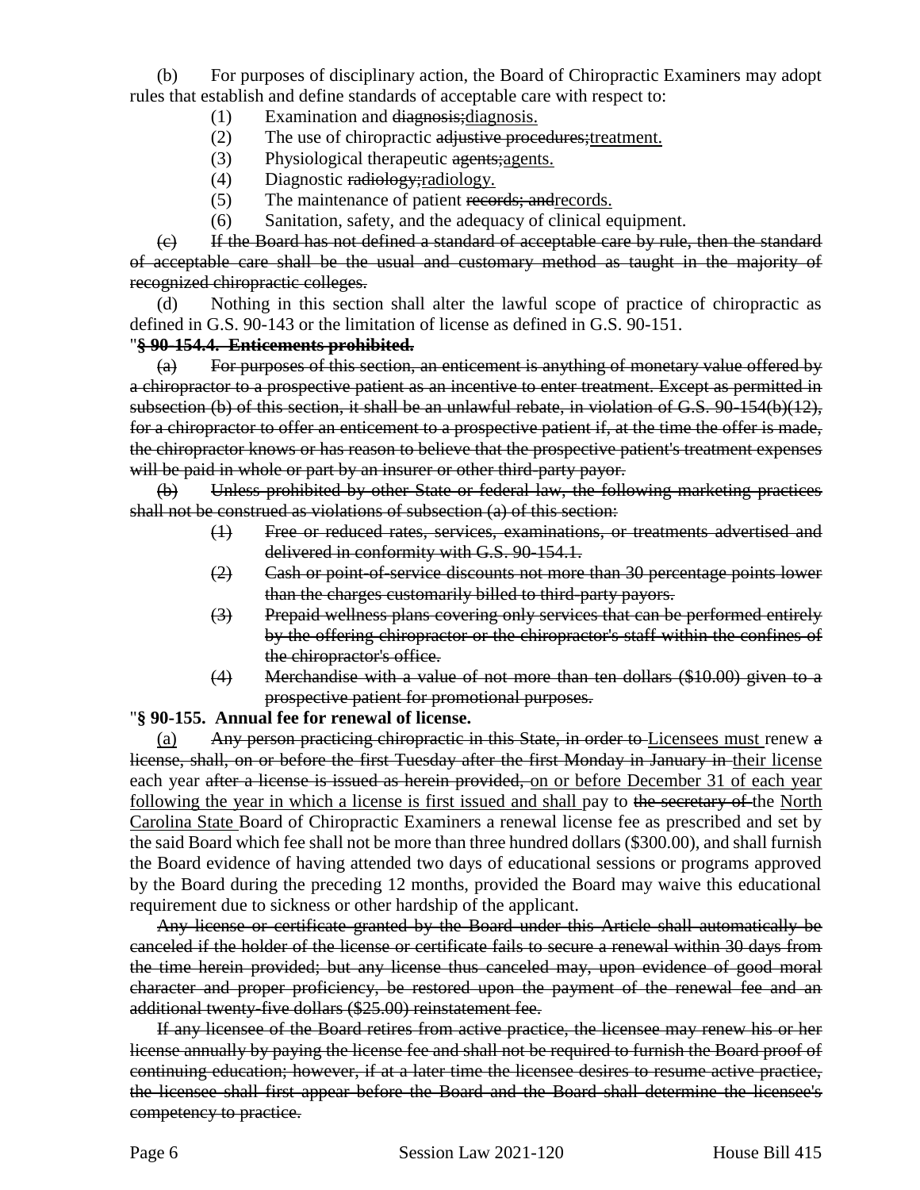(b) For purposes of disciplinary action, the Board of Chiropractic Examiners may adopt rules that establish and define standards of acceptable care with respect to:

(1) Examination and ~~diagnosis;~~<u>diagnosis.</u>

(2) The use of chiropractic ~~adjustive procedures;~~<u>treatment.</u>

(3) Physiological therapeutic ~~agents;~~<u>agents.</u>

(4) Diagnostic ~~radiology;~~<u>radiology.</u>

(5) The maintenance of patient ~~records; and~~<u>records.</u>

(6) Sanitation, safety, and the adequacy of clinical equipment.

~~(c) If the Board has not defined a standard of acceptable care by rule, then the standard of acceptable care shall be the usual and customary method as taught in the majority of recognized chiropractic colleges.~~

(d) Nothing in this section shall alter the lawful scope of practice of chiropractic as defined in G.S. 90-143 or the limitation of license as defined in G.S. 90-151.

"**~~§ 90-154.4. Enticements prohibited.~~**

~~(a) For purposes of this section, an enticement is anything of monetary value offered by a chiropractor to a prospective patient as an incentive to enter treatment. Except as permitted in subsection (b) of this section, it shall be an unlawful rebate, in violation of G.S. 90-154(b)(12), for a chiropractor to offer an enticement to a prospective patient if, at the time the offer is made, the chiropractor knows or has reason to believe that the prospective patient's treatment expenses will be paid in whole or part by an insurer or other third-party payor.~~

~~(b) Unless prohibited by other State or federal law, the following marketing practices shall not be construed as violations of subsection (a) of this section:~~

~~(1) Free or reduced rates, services, examinations, or treatments advertised and delivered in conformity with G.S. 90-154.1.~~

~~(2) Cash or point-of-service discounts not more than 30 percentage points lower than the charges customarily billed to third-party payors.~~

~~(3) Prepaid wellness plans covering only services that can be performed entirely by the offering chiropractor or the chiropractor's staff within the confines of the chiropractor's office.~~

~~(4) Merchandise with a value of not more than ten dollars ($10.00) given to a prospective patient for promotional purposes.~~

"**§ 90-155. Annual fee for renewal of license.**

<u>(a)</u> ~~Any person practicing chiropractic in this State, in order to~~ <u>Licensees must</u> renew ~~a license, shall, on or before the first Tuesday after the first Monday in January in~~ <u>their license</u> each year ~~after a license is issued as herein provided,~~ <u>on or before December 31 of each year following the year in which a license is first issued and shall</u> pay to ~~the secretary of~~ the <u>North Carolina State</u> Board of Chiropractic Examiners a renewal license fee as prescribed and set by the said Board which fee shall not be more than three hundred dollars ($300.00), and shall furnish the Board evidence of having attended two days of educational sessions or programs approved by the Board during the preceding 12 months, provided the Board may waive this educational requirement due to sickness or other hardship of the applicant.

~~Any license or certificate granted by the Board under this Article shall automatically be canceled if the holder of the license or certificate fails to secure a renewal within 30 days from the time herein provided; but any license thus canceled may, upon evidence of good moral character and proper proficiency, be restored upon the payment of the renewal fee and an additional twenty-five dollars ($25.00) reinstatement fee.~~

~~If any licensee of the Board retires from active practice, the licensee may renew his or her license annually by paying the license fee and shall not be required to furnish the Board proof of continuing education; however, if at a later time the licensee desires to resume active practice, the licensee shall first appear before the Board and the Board shall determine the licensee's competency to practice.~~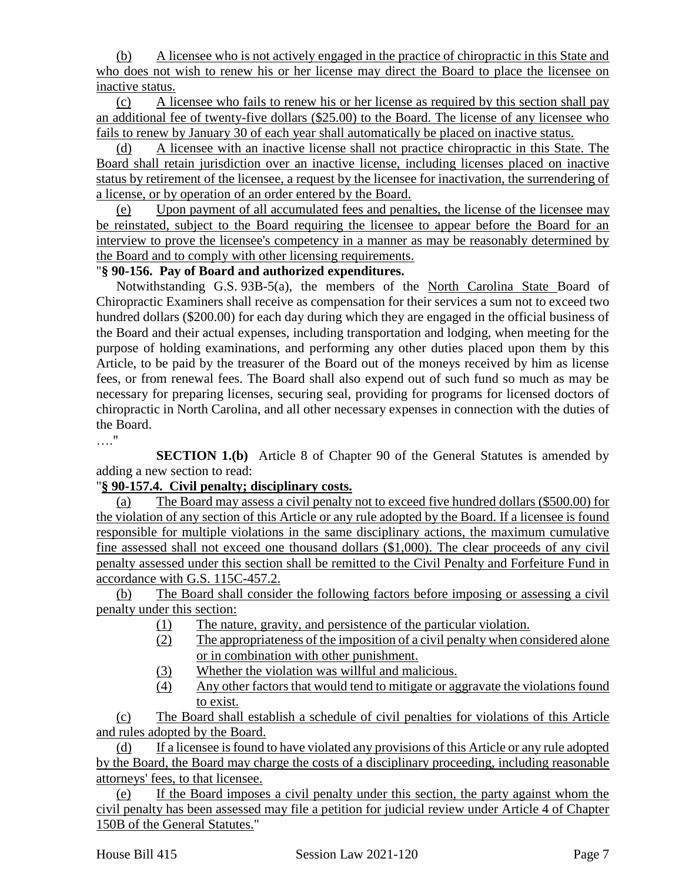(b) A licensee who is not actively engaged in the practice of chiropractic in this State and who does not wish to renew his or her license may direct the Board to place the licensee on inactive status.

(c) A licensee who fails to renew his or her license as required by this section shall pay an additional fee of twenty-five dollars ($25.00) to the Board. The license of any licensee who fails to renew by January 30 of each year shall automatically be placed on inactive status.

(d) A licensee with an inactive license shall not practice chiropractic in this State. The Board shall retain jurisdiction over an inactive license, including licenses placed on inactive status by retirement of the licensee, a request by the licensee for inactivation, the surrendering of a license, or by operation of an order entered by the Board.

(e) Upon payment of all accumulated fees and penalties, the license of the licensee may be reinstated, subject to the Board requiring the licensee to appear before the Board for an interview to prove the licensee's competency in a manner as may be reasonably determined by the Board and to comply with other licensing requirements.

"**§ 90-156. Pay of Board and authorized expenditures.**

Notwithstanding G.S. 93B-5(a), the members of the North Carolina State Board of Chiropractic Examiners shall receive as compensation for their services a sum not to exceed two hundred dollars ($200.00) for each day during which they are engaged in the official business of the Board and their actual expenses, including transportation and lodging, when meeting for the purpose of holding examinations, and performing any other duties placed upon them by this Article, to be paid by the treasurer of the Board out of the moneys received by him as license fees, or from renewal fees. The Board shall also expend out of such fund so much as may be necessary for preparing licenses, securing seal, providing for programs for licensed doctors of chiropractic in North Carolina, and all other necessary expenses in connection with the duties of the Board.

…."

**SECTION 1.(b)** Article 8 of Chapter 90 of the General Statutes is amended by adding a new section to read:

"**§ 90-157.4. Civil penalty; disciplinary costs.**

(a) The Board may assess a civil penalty not to exceed five hundred dollars ($500.00) for the violation of any section of this Article or any rule adopted by the Board. If a licensee is found responsible for multiple violations in the same disciplinary actions, the maximum cumulative fine assessed shall not exceed one thousand dollars ($1,000). The clear proceeds of any civil penalty assessed under this section shall be remitted to the Civil Penalty and Forfeiture Fund in accordance with G.S. 115C-457.2.

(b) The Board shall consider the following factors before imposing or assessing a civil penalty under this section:

(1) The nature, gravity, and persistence of the particular violation.
(2) The appropriateness of the imposition of a civil penalty when considered alone or in combination with other punishment.
(3) Whether the violation was willful and malicious.
(4) Any other factors that would tend to mitigate or aggravate the violations found to exist.

(c) The Board shall establish a schedule of civil penalties for violations of this Article and rules adopted by the Board.

(d) If a licensee is found to have violated any provisions of this Article or any rule adopted by the Board, the Board may charge the costs of a disciplinary proceeding, including reasonable attorneys' fees, to that licensee.

(e) If the Board imposes a civil penalty under this section, the party against whom the civil penalty has been assessed may file a petition for judicial review under Article 4 of Chapter 150B of the General Statutes."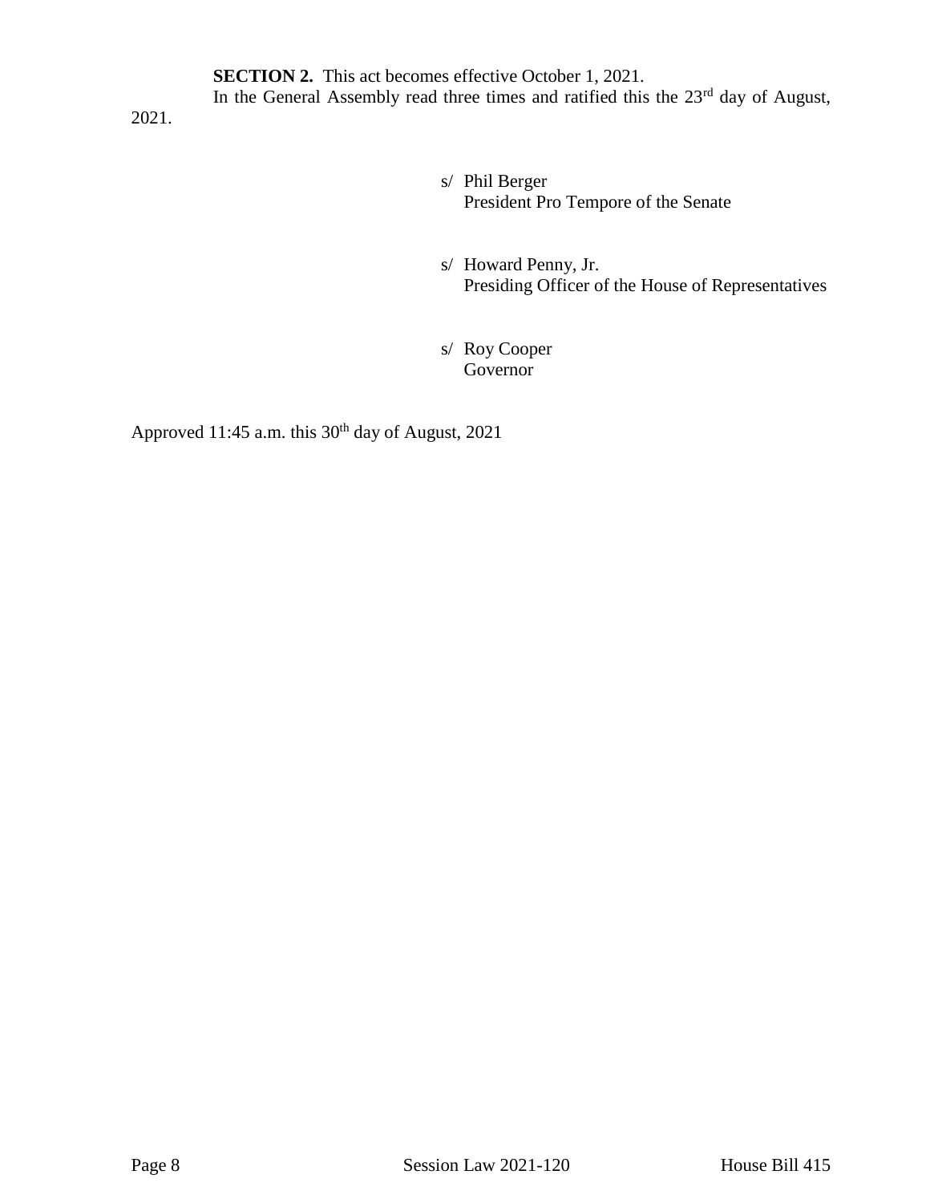**SECTION 2.** This act becomes effective October 1, 2021.

In the General Assembly read three times and ratified this the 23rd day of August, 2021.

s/ Phil Berger
President Pro Tempore of the Senate

s/ Howard Penny, Jr.
Presiding Officer of the House of Representatives

s/ Roy Cooper
Governor

Approved 11:45 a.m. this 30th day of August, 2021